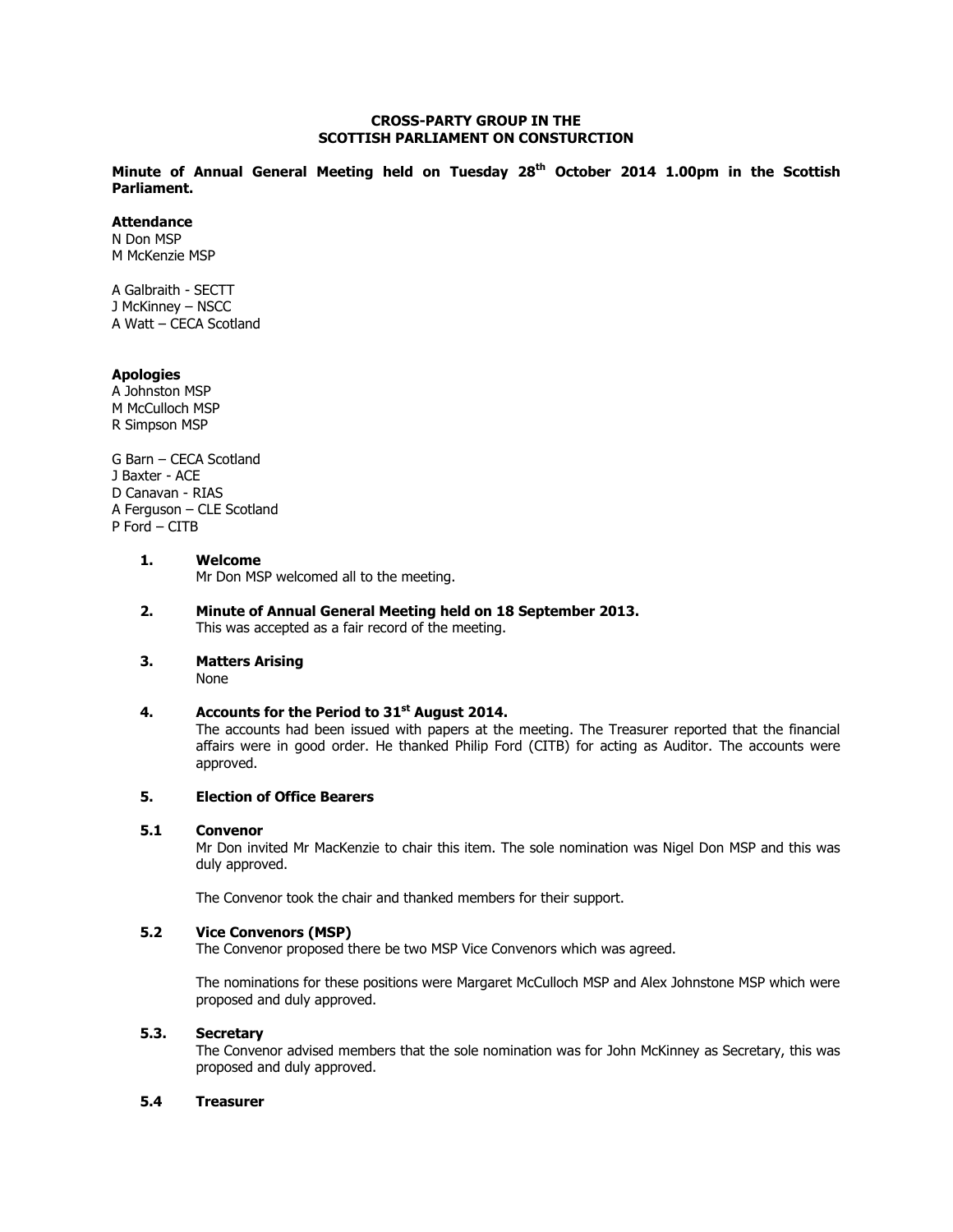**CROSS-PARTY GROUP IN THE
SCOTTISH PARLIAMENT ON CONSTURCTION**

**Minute of Annual General Meeting held on Tuesday 28th October 2014 1.00pm in the Scottish Parliament.**

**Attendance**
N Don MSP
M McKenzie MSP

A Galbraith - SECTT
J McKinney – NSCC
A Watt – CECA Scotland

**Apologies**
A Johnston MSP
M McCulloch MSP
R Simpson MSP

G Barn – CECA Scotland
J Baxter - ACE
D Canavan - RIAS
A Ferguson – CLE Scotland
P Ford – CITB

**1. Welcome**
Mr Don MSP welcomed all to the meeting.

**2. Minute of Annual General Meeting held on 18 September 2013.**
This was accepted as a fair record of the meeting.

**3. Matters Arising**
None

**4. Accounts for the Period to 31st August 2014.**
The accounts had been issued with papers at the meeting. The Treasurer reported that the financial affairs were in good order. He thanked Philip Ford (CITB) for acting as Auditor. The accounts were approved.

**5. Election of Office Bearers**

**5.1 Convenor**
Mr Don invited Mr MacKenzie to chair this item. The sole nomination was Nigel Don MSP and this was duly approved.

The Convenor took the chair and thanked members for their support.

**5.2 Vice Convenors (MSP)**
The Convenor proposed there be two MSP Vice Convenors which was agreed.

The nominations for these positions were Margaret McCulloch MSP and Alex Johnstone MSP which were proposed and duly approved.

**5.3. Secretary**
The Convenor advised members that the sole nomination was for John McKinney as Secretary, this was proposed and duly approved.

**5.4 Treasurer**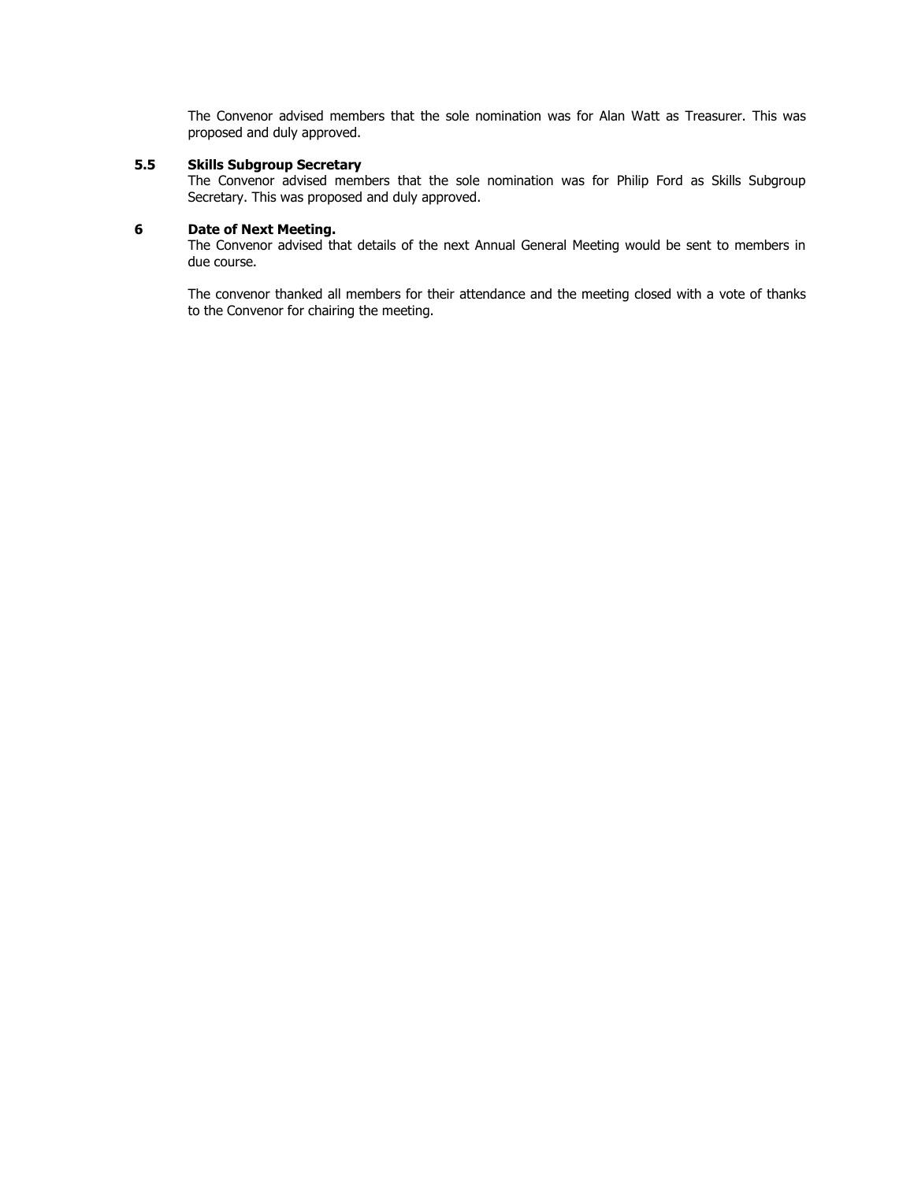The Convenor advised members that the sole nomination was for Alan Watt as Treasurer. This was proposed and duly approved.

**5.5 Skills Subgroup Secretary**

The Convenor advised members that the sole nomination was for Philip Ford as Skills Subgroup Secretary. This was proposed and duly approved.

**6 Date of Next Meeting.**

The Convenor advised that details of the next Annual General Meeting would be sent to members in due course.

The convenor thanked all members for their attendance and the meeting closed with a vote of thanks to the Convenor for chairing the meeting.